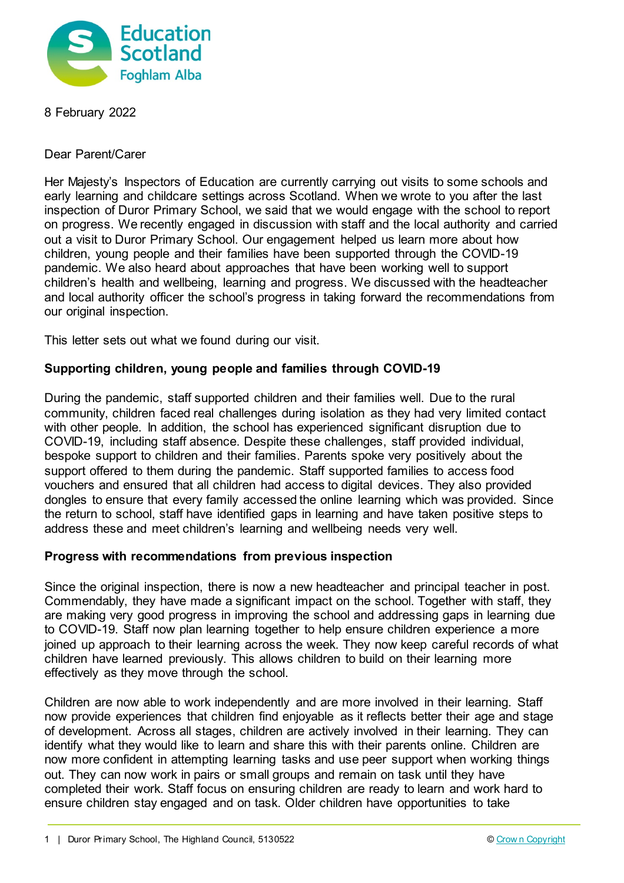8 February 2022

Dear Parent/Carer

Her Majesty's Inspectors of Education are currently carrying out visits to some schools and early learning and childcare settings across Scotland. When we wrote to you after the last inspection of Duror Primary School, we said that we would engage with the school to report on progress. We recently engaged in discussion with staff and the local authority and carried out a visit to Duror Primary School. Our engagement helped us learn more about how children, young people and their families have been supported through the COVID-19 pandemic. We also heard about approaches that have been working well to support children's health and wellbeing, learning and progress. We discussed with the headteacher and local authority officer the school's progress in taking forward the recommendations from our original inspection.

This letter sets out what we found during our visit.

**Supporting children, young people and families through COVID-19**

During the pandemic, staff supported children and their families well. Due to the rural community, children faced real challenges during isolation as they had very limited contact with other people. In addition, the school has experienced significant disruption due to COVID-19, including staff absence. Despite these challenges, staff provided individual, bespoke support to children and their families. Parents spoke very positively about the support offered to them during the pandemic. Staff supported families to access food vouchers and ensured that all children had access to digital devices. They also provided dongles to ensure that every family accessed the online learning which was provided. Since the return to school, staff have identified gaps in learning and have taken positive steps to address these and meet children's learning and wellbeing needs very well.

**Progress with recommendations from previous inspection**

Since the original inspection, there is now a new headteacher and principal teacher in post. Commendably, they have made a significant impact on the school. Together with staff, they are making very good progress in improving the school and addressing gaps in learning due to COVID-19. Staff now plan learning together to help ensure children experience a more joined up approach to their learning across the week. They now keep careful records of what children have learned previously. This allows children to build on their learning more effectively as they move through the school.

Children are now able to work independently and are more involved in their learning. Staff now provide experiences that children find enjoyable as it reflects better their age and stage of development. Across all stages, children are actively involved in their learning. They can identify what they would like to learn and share this with their parents online. Children are now more confident in attempting learning tasks and use peer support when working things out. They can now work in pairs or small groups and remain on task until they have completed their work. Staff focus on ensuring children are ready to learn and work hard to ensure children stay engaged and on task. Older children have opportunities to take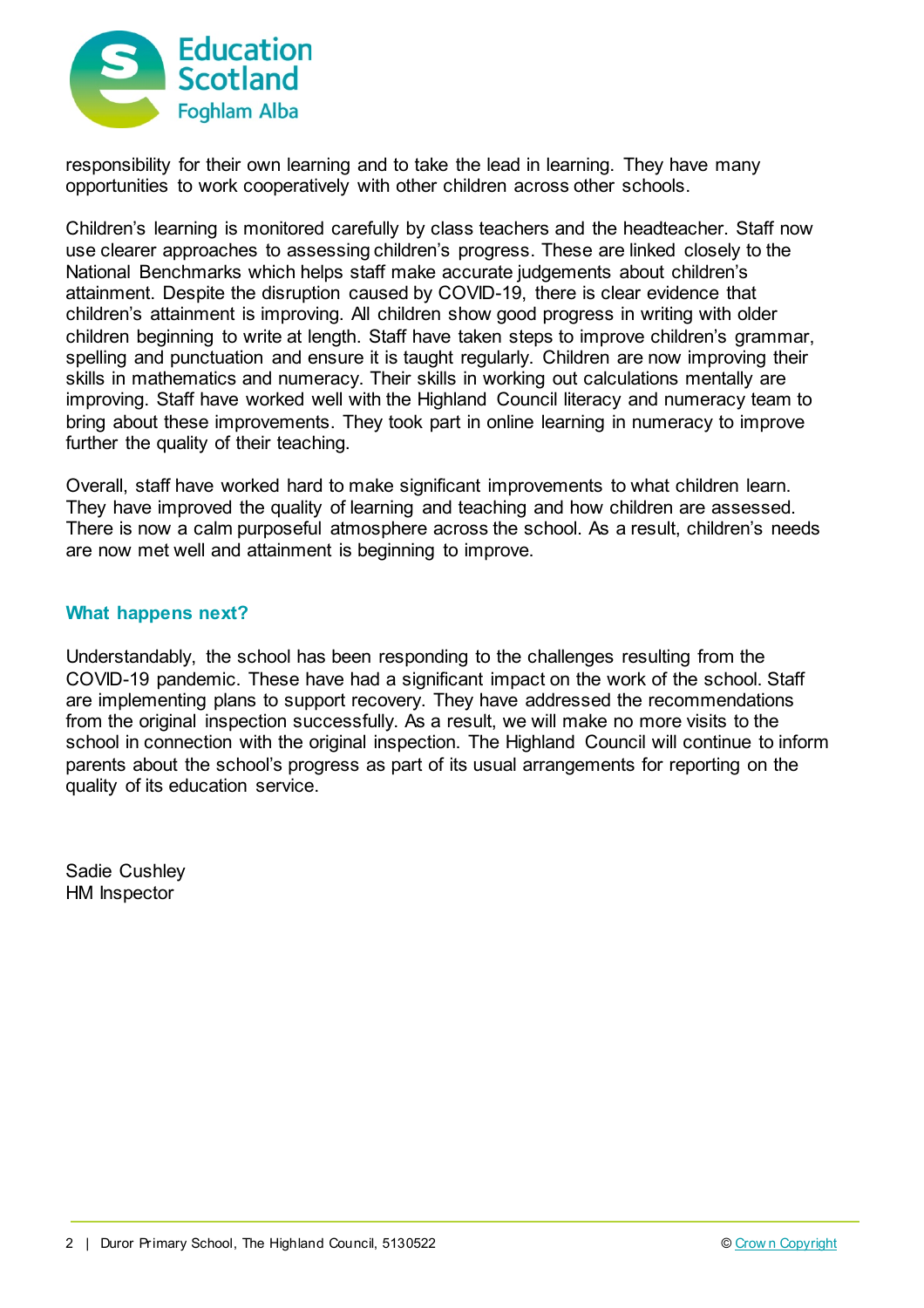responsibility for their own learning and to take the lead in learning. They have many opportunities to work cooperatively with other children across other schools.

Children's learning is monitored carefully by class teachers and the headteacher. Staff now use clearer approaches to assessing children's progress. These are linked closely to the National Benchmarks which helps staff make accurate judgements about children's attainment. Despite the disruption caused by COVID-19, there is clear evidence that children's attainment is improving. All children show good progress in writing with older children beginning to write at length. Staff have taken steps to improve children's grammar, spelling and punctuation and ensure it is taught regularly. Children are now improving their skills in mathematics and numeracy. Their skills in working out calculations mentally are improving. Staff have worked well with the Highland Council literacy and numeracy team to bring about these improvements. They took part in online learning in numeracy to improve further the quality of their teaching.

Overall, staff have worked hard to make significant improvements to what children learn. They have improved the quality of learning and teaching and how children are assessed. There is now a calm purposeful atmosphere across the school. As a result, children's needs are now met well and attainment is beginning to improve.

## What happens next?

Understandably, the school has been responding to the challenges resulting from the COVID-19 pandemic. These have had a significant impact on the work of the school. Staff are implementing plans to support recovery. They have addressed the recommendations from the original inspection successfully. As a result, we will make no more visits to the school in connection with the original inspection. The Highland Council will continue to inform parents about the school's progress as part of its usual arrangements for reporting on the quality of its education service.

Sadie Cushley
HM Inspector